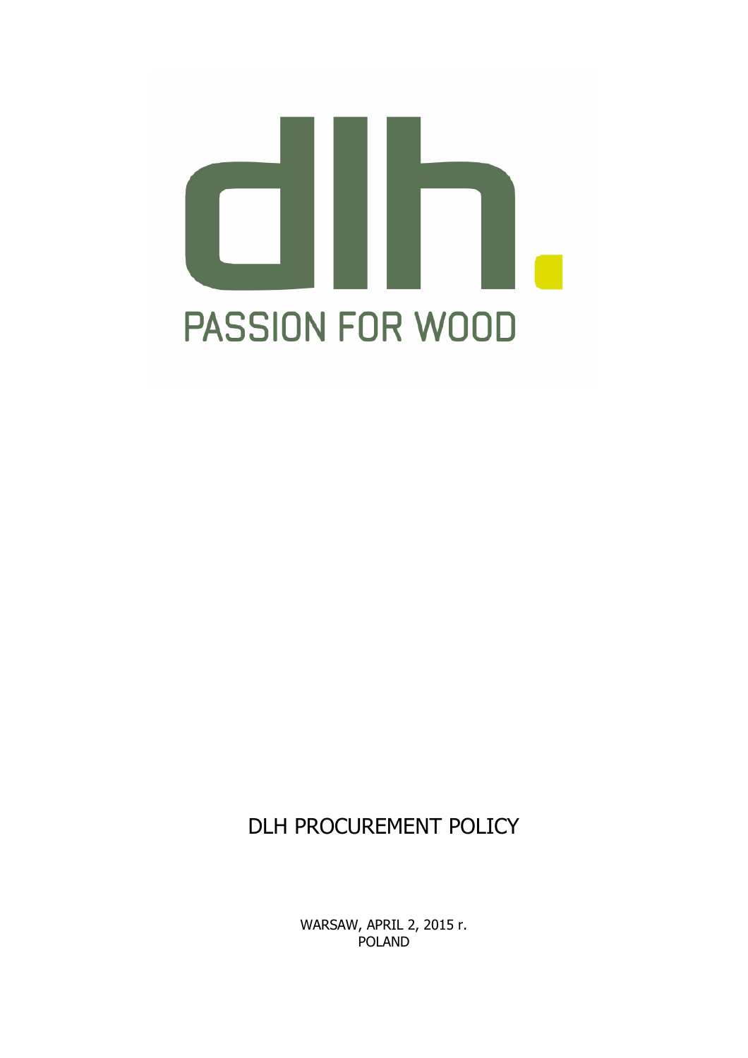dlh.

PASSION FOR WOOD

# DLH PROCUREMENT POLICY

WARSAW, APRIL 2, 2015 r.
POLAND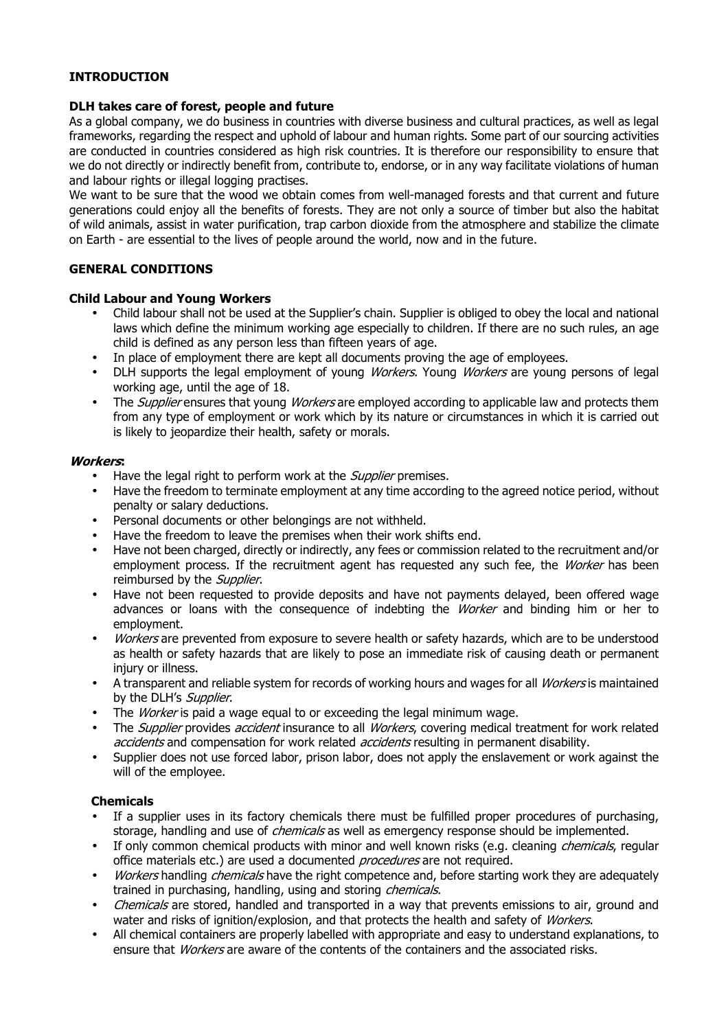## INTRODUCTION

### DLH takes care of forest, people and future

As a global company, we do business in countries with diverse business and cultural practices, as well as legal frameworks, regarding the respect and uphold of labour and human rights. Some part of our sourcing activities are conducted in countries considered as high risk countries. It is therefore our responsibility to ensure that we do not directly or indirectly benefit from, contribute to, endorse, or in any way facilitate violations of human and labour rights or illegal logging practises.

We want to be sure that the wood we obtain comes from well-managed forests and that current and future generations could enjoy all the benefits of forests. They are not only a source of timber but also the habitat of wild animals, assist in water purification, trap carbon dioxide from the atmosphere and stabilize the climate on Earth - are essential to the lives of people around the world, now and in the future.

## GENERAL CONDITIONS

### Child Labour and Young Workers

- Child labour shall not be used at the Supplier's chain. Supplier is obliged to obey the local and national laws which define the minimum working age especially to children. If there are no such rules, an age child is defined as any person less than fifteen years of age.
- In place of employment there are kept all documents proving the age of employees.
- DLH supports the legal employment of young *Workers*. Young *Workers* are young persons of legal working age, until the age of 18.
- The *Supplier* ensures that young *Workers* are employed according to applicable law and protects them from any type of employment or work which by its nature or circumstances in which it is carried out is likely to jeopardize their health, safety or morals.

### *Workers*:

- Have the legal right to perform work at the *Supplier* premises.
- Have the freedom to terminate employment at any time according to the agreed notice period, without penalty or salary deductions.
- Personal documents or other belongings are not withheld.
- Have the freedom to leave the premises when their work shifts end.
- Have not been charged, directly or indirectly, any fees or commission related to the recruitment and/or employment process. If the recruitment agent has requested any such fee, the *Worker* has been reimbursed by the *Supplier*.
- Have not been requested to provide deposits and have not payments delayed, been offered wage advances or loans with the consequence of indebting the *Worker* and binding him or her to employment.
- *Workers* are prevented from exposure to severe health or safety hazards, which are to be understood as health or safety hazards that are likely to pose an immediate risk of causing death or permanent injury or illness.
- A transparent and reliable system for records of working hours and wages for all *Workers* is maintained by the DLH's *Supplier*.
- The *Worker* is paid a wage equal to or exceeding the legal minimum wage.
- The *Supplier* provides *accident* insurance to all *Workers*, covering medical treatment for work related *accidents* and compensation for work related *accidents* resulting in permanent disability.
- Supplier does not use forced labor, prison labor, does not apply the enslavement or work against the will of the employee.

### Chemicals

- If a supplier uses in its factory chemicals there must be fulfilled proper procedures of purchasing, storage, handling and use of *chemicals* as well as emergency response should be implemented.
- If only common chemical products with minor and well known risks (e.g. cleaning *chemicals*, regular office materials etc.) are used a documented *procedures* are not required.
- *Workers* handling *chemicals* have the right competence and, before starting work they are adequately trained in purchasing, handling, using and storing *chemicals*.
- *Chemicals* are stored, handled and transported in a way that prevents emissions to air, ground and water and risks of ignition/explosion, and that protects the health and safety of *Workers*.
- All chemical containers are properly labelled with appropriate and easy to understand explanations, to ensure that *Workers* are aware of the contents of the containers and the associated risks.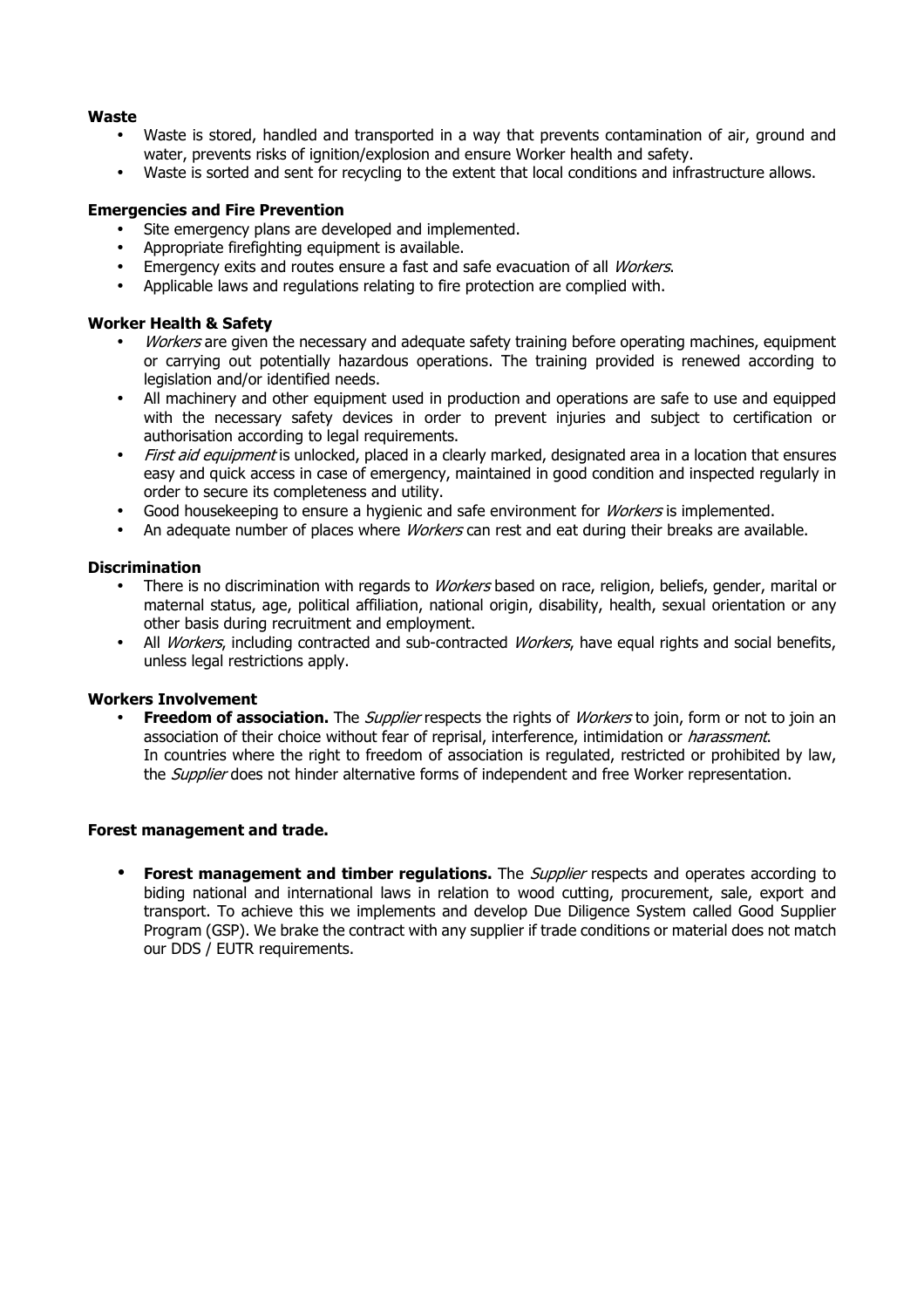**Waste**

- Waste is stored, handled and transported in a way that prevents contamination of air, ground and water, prevents risks of ignition/explosion and ensure Worker health and safety.
- Waste is sorted and sent for recycling to the extent that local conditions and infrastructure allows.

**Emergencies and Fire Prevention**

- Site emergency plans are developed and implemented.
- Appropriate firefighting equipment is available.
- Emergency exits and routes ensure a fast and safe evacuation of all *Workers*.
- Applicable laws and regulations relating to fire protection are complied with.

**Worker Health & Safety**

- *Workers* are given the necessary and adequate safety training before operating machines, equipment or carrying out potentially hazardous operations. The training provided is renewed according to legislation and/or identified needs.
- All machinery and other equipment used in production and operations are safe to use and equipped with the necessary safety devices in order to prevent injuries and subject to certification or authorisation according to legal requirements.
- *First aid equipment* is unlocked, placed in a clearly marked, designated area in a location that ensures easy and quick access in case of emergency, maintained in good condition and inspected regularly in order to secure its completeness and utility.
- Good housekeeping to ensure a hygienic and safe environment for *Workers* is implemented.
- An adequate number of places where *Workers* can rest and eat during their breaks are available.

**Discrimination**

- There is no discrimination with regards to *Workers* based on race, religion, beliefs, gender, marital or maternal status, age, political affiliation, national origin, disability, health, sexual orientation or any other basis during recruitment and employment.
- All *Workers*, including contracted and sub-contracted *Workers*, have equal rights and social benefits, unless legal restrictions apply.

**Workers Involvement**

- **Freedom of association.** The *Supplier* respects the rights of *Workers* to join, form or not to join an association of their choice without fear of reprisal, interference, intimidation or *harassment*.
  In countries where the right to freedom of association is regulated, restricted or prohibited by law, the *Supplier* does not hinder alternative forms of independent and free Worker representation.

**Forest management and trade.**

- **Forest management and timber regulations.** The *Supplier* respects and operates according to biding national and international laws in relation to wood cutting, procurement, sale, export and transport. To achieve this we implements and develop Due Diligence System called Good Supplier Program (GSP). We brake the contract with any supplier if trade conditions or material does not match our DDS / EUTR requirements.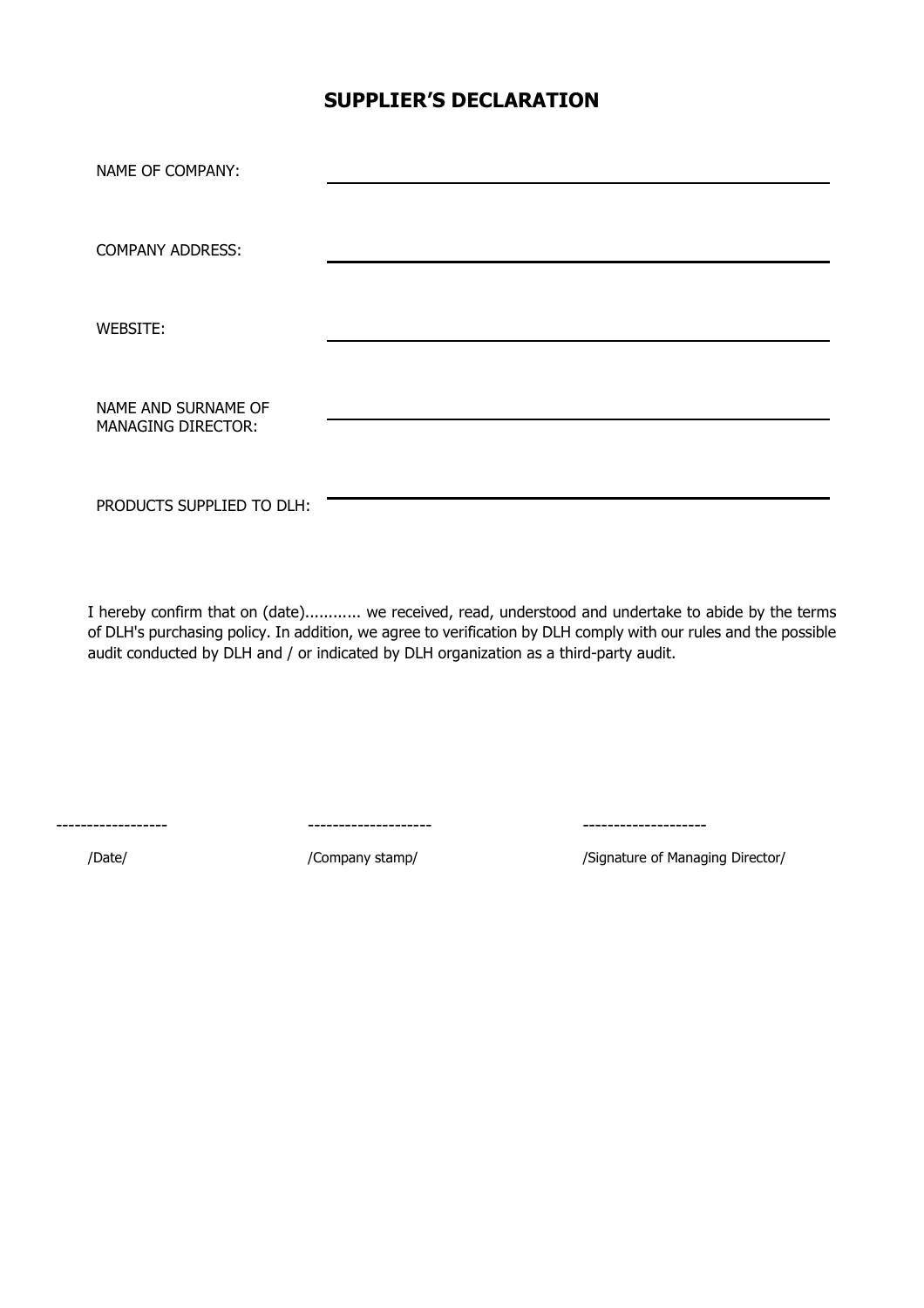# SUPPLIER'S DECLARATION

NAME OF COMPANY: ______________________________

COMPANY ADDRESS: ______________________________

WEBSITE: ______________________________

NAME AND SURNAME OF MANAGING DIRECTOR: ______________________________

PRODUCTS SUPPLIED TO DLH: ______________________________

I hereby confirm that on (date)........... we received, read, understood and undertake to abide by the terms of DLH's purchasing policy. In addition, we agree to verification by DLH comply with our rules and the possible audit conducted by DLH and / or indicated by DLH organization as a third-party audit.

| | | |
|---|---|---|
| ------------------ | -------------------- | -------------------- |
| /Date/ | /Company stamp/ | /Signature of Managing Director/ |